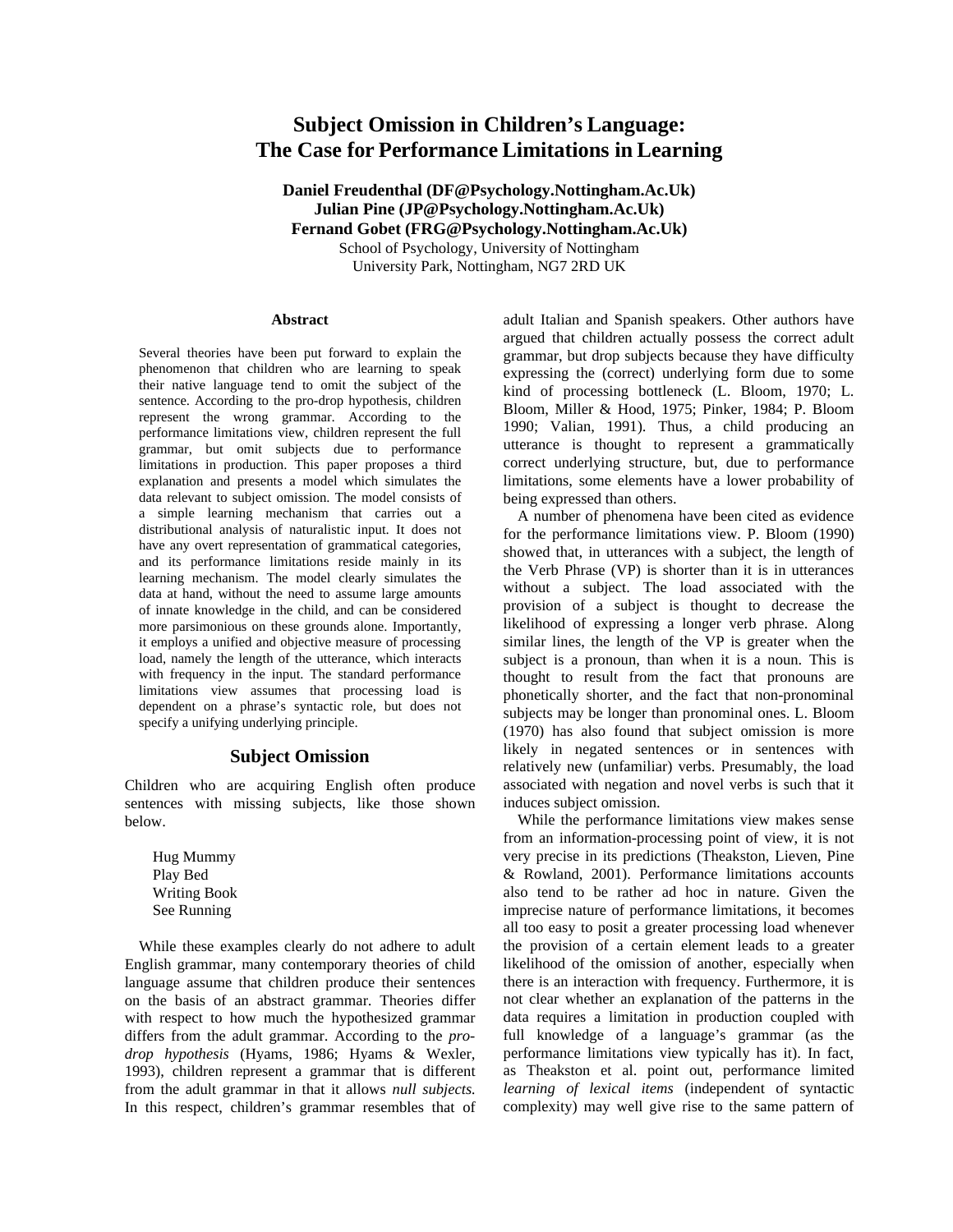# Subject Omission in Children's Language: The Case for Performance Limitations in Learning

**Daniel Freudenthal (DF@Psychology.Nottingham.Ac.Uk)**
**Julian Pine (JP@Psychology.Nottingham.Ac.Uk)**
**Fernand Gobet (FRG@Psychology.Nottingham.Ac.Uk)**
School of Psychology, University of Nottingham
University Park, Nottingham, NG7 2RD UK

## Abstract

Several theories have been put forward to explain the phenomenon that children who are learning to speak their native language tend to omit the subject of the sentence. According to the pro-drop hypothesis, children represent the wrong grammar. According to the performance limitations view, children represent the full grammar, but omit subjects due to performance limitations in production. This paper proposes a third explanation and presents a model which simulates the data relevant to subject omission. The model consists of a simple learning mechanism that carries out a distributional analysis of naturalistic input. It does not have any overt representation of grammatical categories, and its performance limitations reside mainly in its learning mechanism. The model clearly simulates the data at hand, without the need to assume large amounts of innate knowledge in the child, and can be considered more parsimonious on these grounds alone. Importantly, it employs a unified and objective measure of processing load, namely the length of the utterance, which interacts with frequency in the input. The standard performance limitations view assumes that processing load is dependent on a phrase's syntactic role, but does not specify a unifying underlying principle.

## Subject Omission

Children who are acquiring English often produce sentences with missing subjects, like those shown below.

Hug Mummy
Play Bed
Writing Book
See Running

While these examples clearly do not adhere to adult English grammar, many contemporary theories of child language assume that children produce their sentences on the basis of an abstract grammar. Theories differ with respect to how much the hypothesized grammar differs from the adult grammar. According to the *pro-drop hypothesis* (Hyams, 1986; Hyams & Wexler, 1993), children represent a grammar that is different from the adult grammar in that it allows *null subjects.* In this respect, children's grammar resembles that of adult Italian and Spanish speakers. Other authors have argued that children actually possess the correct adult grammar, but drop subjects because they have difficulty expressing the (correct) underlying form due to some kind of processing bottleneck (L. Bloom, 1970; L. Bloom, Miller & Hood, 1975; Pinker, 1984; P. Bloom 1990; Valian, 1991). Thus, a child producing an utterance is thought to represent a grammatically correct underlying structure, but, due to performance limitations, some elements have a lower probability of being expressed than others.

A number of phenomena have been cited as evidence for the performance limitations view. P. Bloom (1990) showed that, in utterances with a subject, the length of the Verb Phrase (VP) is shorter than it is in utterances without a subject. The load associated with the provision of a subject is thought to decrease the likelihood of expressing a longer verb phrase. Along similar lines, the length of the VP is greater when the subject is a pronoun, than when it is a noun. This is thought to result from the fact that pronouns are phonetically shorter, and the fact that non-pronominal subjects may be longer than pronominal ones. L. Bloom (1970) has also found that subject omission is more likely in negated sentences or in sentences with relatively new (unfamiliar) verbs. Presumably, the load associated with negation and novel verbs is such that it induces subject omission.

While the performance limitations view makes sense from an information-processing point of view, it is not very precise in its predictions (Theakston, Lieven, Pine & Rowland, 2001). Performance limitations accounts also tend to be rather ad hoc in nature. Given the imprecise nature of performance limitations, it becomes all too easy to posit a greater processing load whenever the provision of a certain element leads to a greater likelihood of the omission of another, especially when there is an interaction with frequency. Furthermore, it is not clear whether an explanation of the patterns in the data requires a limitation in production coupled with full knowledge of a language's grammar (as the performance limitations view typically has it). In fact, as Theakston et al. point out, performance limited *learning of lexical items* (independent of syntactic complexity) may well give rise to the same pattern of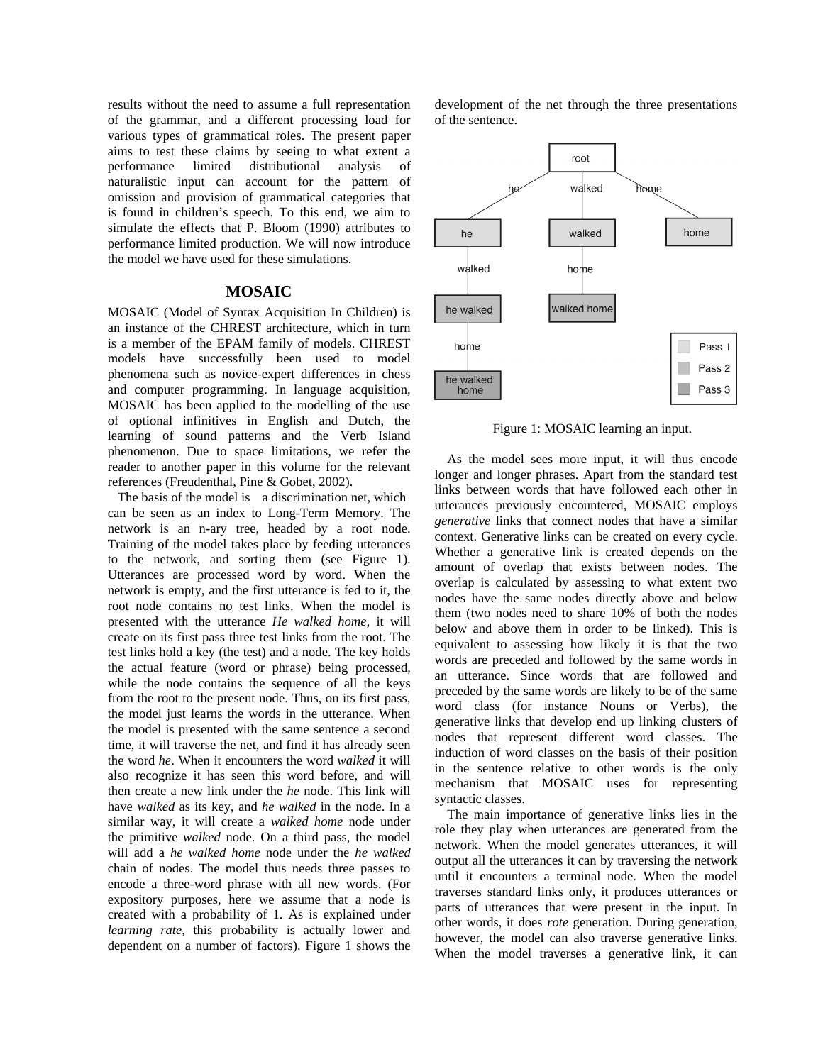results without the need to assume a full representation of the grammar, and a different processing load for various types of grammatical roles. The present paper aims to test these claims by seeing to what extent a performance limited distributional analysis of naturalistic input can account for the pattern of omission and provision of grammatical categories that is found in children's speech. To this end, we aim to simulate the effects that P. Bloom (1990) attributes to performance limited production. We will now introduce the model we have used for these simulations.

## MOSAIC

MOSAIC (Model of Syntax Acquisition In Children) is an instance of the CHREST architecture, which in turn is a member of the EPAM family of models. CHREST models have successfully been used to model phenomena such as novice-expert differences in chess and computer programming. In language acquisition, MOSAIC has been applied to the modelling of the use of optional infinitives in English and Dutch, the learning of sound patterns and the Verb Island phenomenon. Due to space limitations, we refer the reader to another paper in this volume for the relevant references (Freudenthal, Pine & Gobet, 2002).

The basis of the model is a discrimination net, which can be seen as an index to Long-Term Memory. The network is an n-ary tree, headed by a root node. Training of the model takes place by feeding utterances to the network, and sorting them (see Figure 1). Utterances are processed word by word. When the network is empty, and the first utterance is fed to it, the root node contains no test links. When the model is presented with the utterance *He walked home*, it will create on its first pass three test links from the root. The test links hold a key (the test) and a node. The key holds the actual feature (word or phrase) being processed, while the node contains the sequence of all the keys from the root to the present node. Thus, on its first pass, the model just learns the words in the utterance. When the model is presented with the same sentence a second time, it will traverse the net, and find it has already seen the word *he*. When it encounters the word *walked* it will also recognize it has seen this word before, and will then create a new link under the *he* node. This link will have *walked* as its key, and *he walked* in the node. In a similar way, it will create a *walked home* node under the primitive *walked* node. On a third pass, the model will add a *he walked home* node under the *he walked* chain of nodes. The model thus needs three passes to encode a three-word phrase with all new words. (For expository purposes, here we assume that a node is created with a probability of 1. As is explained under *learning rate*, this probability is actually lower and dependent on a number of factors). Figure 1 shows the development of the net through the three presentations of the sentence.

Figure 1: MOSAIC learning an input.

As the model sees more input, it will thus encode longer and longer phrases. Apart from the standard test links between words that have followed each other in utterances previously encountered, MOSAIC employs *generative* links that connect nodes that have a similar context. Generative links can be created on every cycle. Whether a generative link is created depends on the amount of overlap that exists between nodes. The overlap is calculated by assessing to what extent two nodes have the same nodes directly above and below them (two nodes need to share 10% of both the nodes below and above them in order to be linked). This is equivalent to assessing how likely it is that the two words are preceded and followed by the same words in an utterance. Since words that are followed and preceded by the same words are likely to be of the same word class (for instance Nouns or Verbs), the generative links that develop end up linking clusters of nodes that represent different word classes. The induction of word classes on the basis of their position in the sentence relative to other words is the only mechanism that MOSAIC uses for representing syntactic classes.

The main importance of generative links lies in the role they play when utterances are generated from the network. When the model generates utterances, it will output all the utterances it can by traversing the network until it encounters a terminal node. When the model traverses standard links only, it produces utterances or parts of utterances that were present in the input. In other words, it does *rote* generation. During generation, however, the model can also traverse generative links. When the model traverses a generative link, it can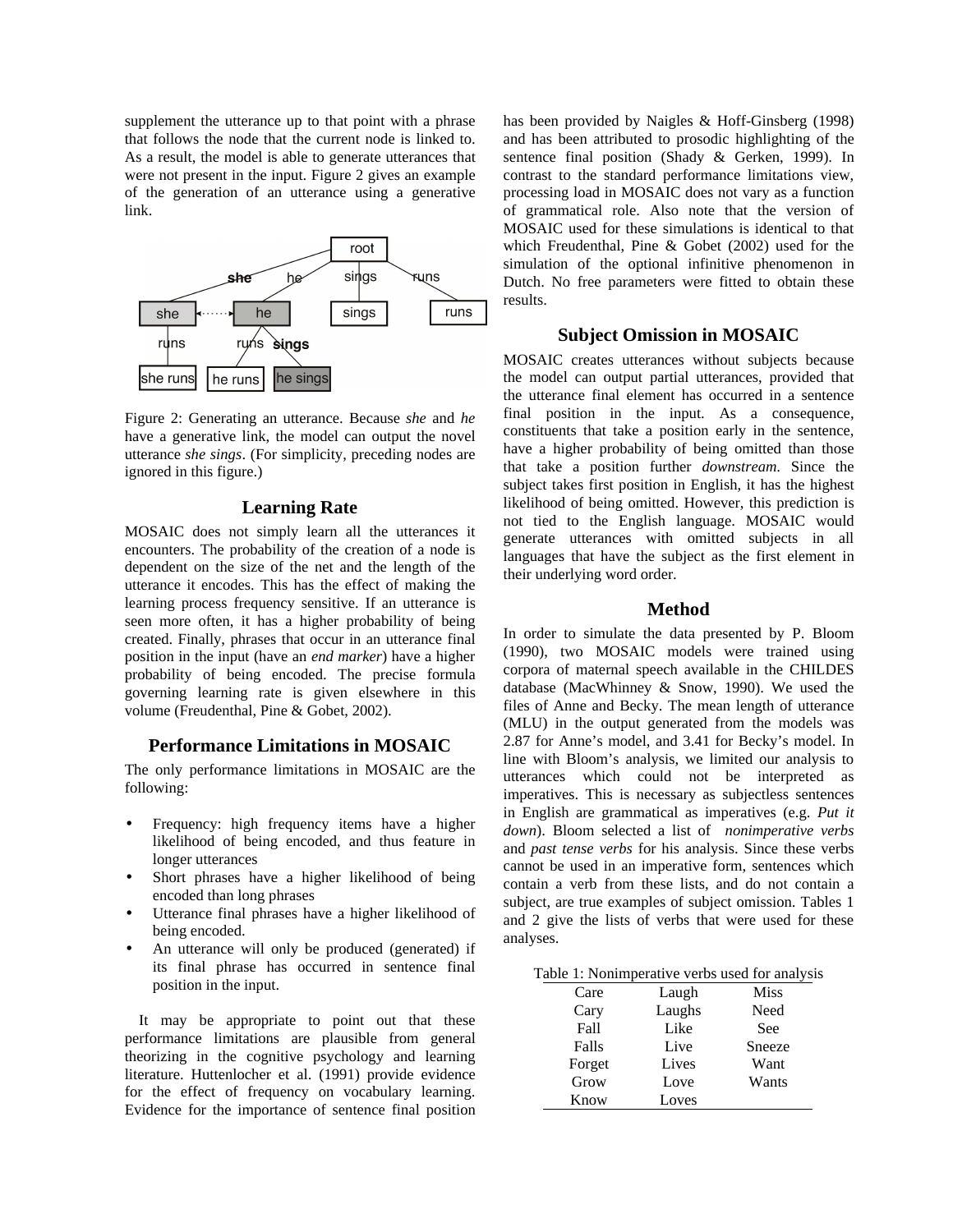supplement the utterance up to that point with a phrase that follows the node that the current node is linked to. As a result, the model is able to generate utterances that were not present in the input. Figure 2 gives an example of the generation of an utterance using a generative link.

Figure 2: Generating an utterance. Because *she* and *he* have a generative link, the model can output the novel utterance *she sings*. (For simplicity, preceding nodes are ignored in this figure.)

## Learning Rate

MOSAIC does not simply learn all the utterances it encounters. The probability of the creation of a node is dependent on the size of the net and the length of the utterance it encodes. This has the effect of making the learning process frequency sensitive. If an utterance is seen more often, it has a higher probability of being created. Finally, phrases that occur in an utterance final position in the input (have an *end marker*) have a higher probability of being encoded. The precise formula governing learning rate is given elsewhere in this volume (Freudenthal, Pine & Gobet, 2002).

## Performance Limitations in MOSAIC

The only performance limitations in MOSAIC are the following:

- Frequency: high frequency items have a higher likelihood of being encoded, and thus feature in longer utterances
- Short phrases have a higher likelihood of being encoded than long phrases
- Utterance final phrases have a higher likelihood of being encoded.
- An utterance will only be produced (generated) if its final phrase has occurred in sentence final position in the input.

It may be appropriate to point out that these performance limitations are plausible from general theorizing in the cognitive psychology and learning literature. Huttenlocher et al. (1991) provide evidence for the effect of frequency on vocabulary learning. Evidence for the importance of sentence final position has been provided by Naigles & Hoff-Ginsberg (1998) and has been attributed to prosodic highlighting of the sentence final position (Shady & Gerken, 1999). In contrast to the standard performance limitations view, processing load in MOSAIC does not vary as a function of grammatical role. Also note that the version of MOSAIC used for these simulations is identical to that which Freudenthal, Pine & Gobet (2002) used for the simulation of the optional infinitive phenomenon in Dutch. No free parameters were fitted to obtain these results.

## Subject Omission in MOSAIC

MOSAIC creates utterances without subjects because the model can output partial utterances, provided that the utterance final element has occurred in a sentence final position in the input. As a consequence, constituents that take a position early in the sentence, have a higher probability of being omitted than those that take a position further *downstream*. Since the subject takes first position in English, it has the highest likelihood of being omitted. However, this prediction is not tied to the English language. MOSAIC would generate utterances with omitted subjects in all languages that have the subject as the first element in their underlying word order.

## Method

In order to simulate the data presented by P. Bloom (1990), two MOSAIC models were trained using corpora of maternal speech available in the CHILDES database (MacWhinney & Snow, 1990). We used the files of Anne and Becky. The mean length of utterance (MLU) in the output generated from the models was 2.87 for Anne's model, and 3.41 for Becky's model. In line with Bloom's analysis, we limited our analysis to utterances which could not be interpreted as imperatives. This is necessary as subjectless sentences in English are grammatical as imperatives (e.g. *Put it down*). Bloom selected a list of *nonimperative verbs* and *past tense verbs* for his analysis. Since these verbs cannot be used in an imperative form, sentences which contain a verb from these lists, and do not contain a subject, are true examples of subject omission. Tables 1 and 2 give the lists of verbs that were used for these analyses.

Table 1: Nonimperative verbs used for analysis

| | | |
|---|---|---|
| Care | Laugh | Miss |
| Cary | Laughs | Need |
| Fall | Like | See |
| Falls | Live | Sneeze |
| Forget | Lives | Want |
| Grow | Love | Wants |
| Know | Loves | |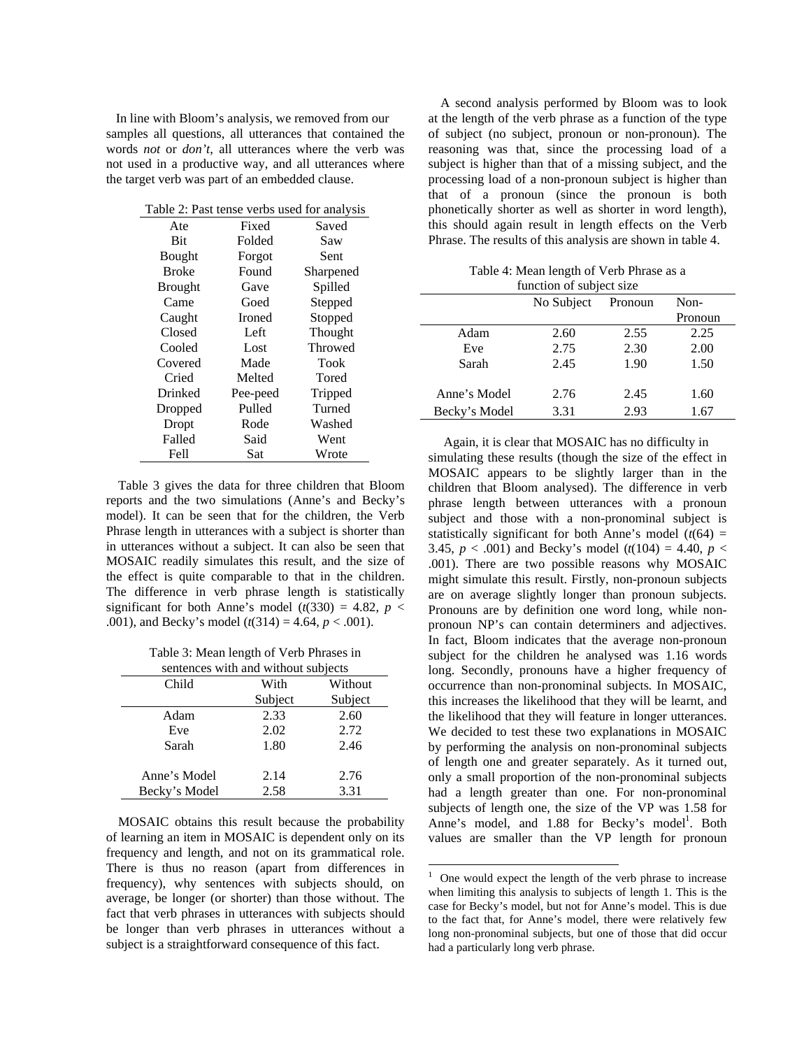In line with Bloom's analysis, we removed from our samples all questions, all utterances that contained the words *not* or *don't*, all utterances where the verb was not used in a productive way, and all utterances where the target verb was part of an embedded clause.

Table 2: Past tense verbs used for analysis

| | | |
|---|---|---|
| Ate | Fixed | Saved |
| Bit | Folded | Saw |
| Bought | Forgot | Sent |
| Broke | Found | Sharpened |
| Brought | Gave | Spilled |
| Came | Goed | Stepped |
| Caught | Ironed | Stopped |
| Closed | Left | Thought |
| Cooled | Lost | Throwed |
| Covered | Made | Took |
| Cried | Melted | Tored |
| Drinked | Pee-peed | Tripped |
| Dropped | Pulled | Turned |
| Dropt | Rode | Washed |
| Falled | Said | Went |
| Fell | Sat | Wrote |

Table 3 gives the data for three children that Bloom reports and the two simulations (Anne's and Becky's model). It can be seen that for the children, the Verb Phrase length in utterances with a subject is shorter than in utterances without a subject. It can also be seen that MOSAIC readily simulates this result, and the size of the effect is quite comparable to that in the children. The difference in verb phrase length is statistically significant for both Anne's model ($t(330) = 4.82$, $p < .001$), and Becky's model ($t(314) = 4.64$, $p < .001$).

Table 3: Mean length of Verb Phrases in sentences with and without subjects

| Child | With Subject | Without Subject |
|---|---|---|
| Adam | 2.33 | 2.60 |
| Eve | 2.02 | 2.72 |
| Sarah | 1.80 | 2.46 |
| | | |
| Anne's Model | 2.14 | 2.76 |
| Becky's Model | 2.58 | 3.31 |

MOSAIC obtains this result because the probability of learning an item in MOSAIC is dependent only on its frequency and length, and not on its grammatical role. There is thus no reason (apart from differences in frequency), why sentences with subjects should, on average, be longer (or shorter) than those without. The fact that verb phrases in utterances with subjects should be longer than verb phrases in utterances without a subject is a straightforward consequence of this fact.

A second analysis performed by Bloom was to look at the length of the verb phrase as a function of the type of subject (no subject, pronoun or non-pronoun). The reasoning was that, since the processing load of a subject is higher than that of a missing subject, and the processing load of a non-pronoun subject is higher than that of a pronoun (since the pronoun is both phonetically shorter as well as shorter in word length), this should again result in length effects on the Verb Phrase. The results of this analysis are shown in table 4.

Table 4: Mean length of Verb Phrase as a function of subject size

| | No Subject | Pronoun | Non-Pronoun |
|---|---|---|---|
| Adam | 2.60 | 2.55 | 2.25 |
| Eve | 2.75 | 2.30 | 2.00 |
| Sarah | 2.45 | 1.90 | 1.50 |
| | | | |
| Anne's Model | 2.76 | 2.45 | 1.60 |
| Becky's Model | 3.31 | 2.93 | 1.67 |

Again, it is clear that MOSAIC has no difficulty in simulating these results (though the size of the effect in MOSAIC appears to be slightly larger than in the children that Bloom analysed). The difference in verb phrase length between utterances with a pronoun subject and those with a non-pronominal subject is statistically significant for both Anne's model ($t(64) = 3.45$, $p < .001$) and Becky's model ($t(104) = 4.40$, $p < .001$). There are two possible reasons why MOSAIC might simulate this result. Firstly, non-pronoun subjects are on average slightly longer than pronoun subjects. Pronouns are by definition one word long, while non-pronoun NP's can contain determiners and adjectives. In fact, Bloom indicates that the average non-pronoun subject for the children he analysed was 1.16 words long. Secondly, pronouns have a higher frequency of occurrence than non-pronominal subjects. In MOSAIC, this increases the likelihood that they will be learnt, and the likelihood that they will feature in longer utterances. We decided to test these two explanations in MOSAIC by performing the analysis on non-pronominal subjects of length one and greater separately. As it turned out, only a small proportion of the non-pronominal subjects had a length greater than one. For non-pronominal subjects of length one, the size of the VP was 1.58 for Anne's model, and 1.88 for Becky's model[1]. Both values are smaller than the VP length for pronoun

[1] One would expect the length of the verb phrase to increase when limiting this analysis to subjects of length 1. This is the case for Becky's model, but not for Anne's model. This is due to the fact that, for Anne's model, there were relatively few long non-pronominal subjects, but one of those that did occur had a particularly long verb phrase.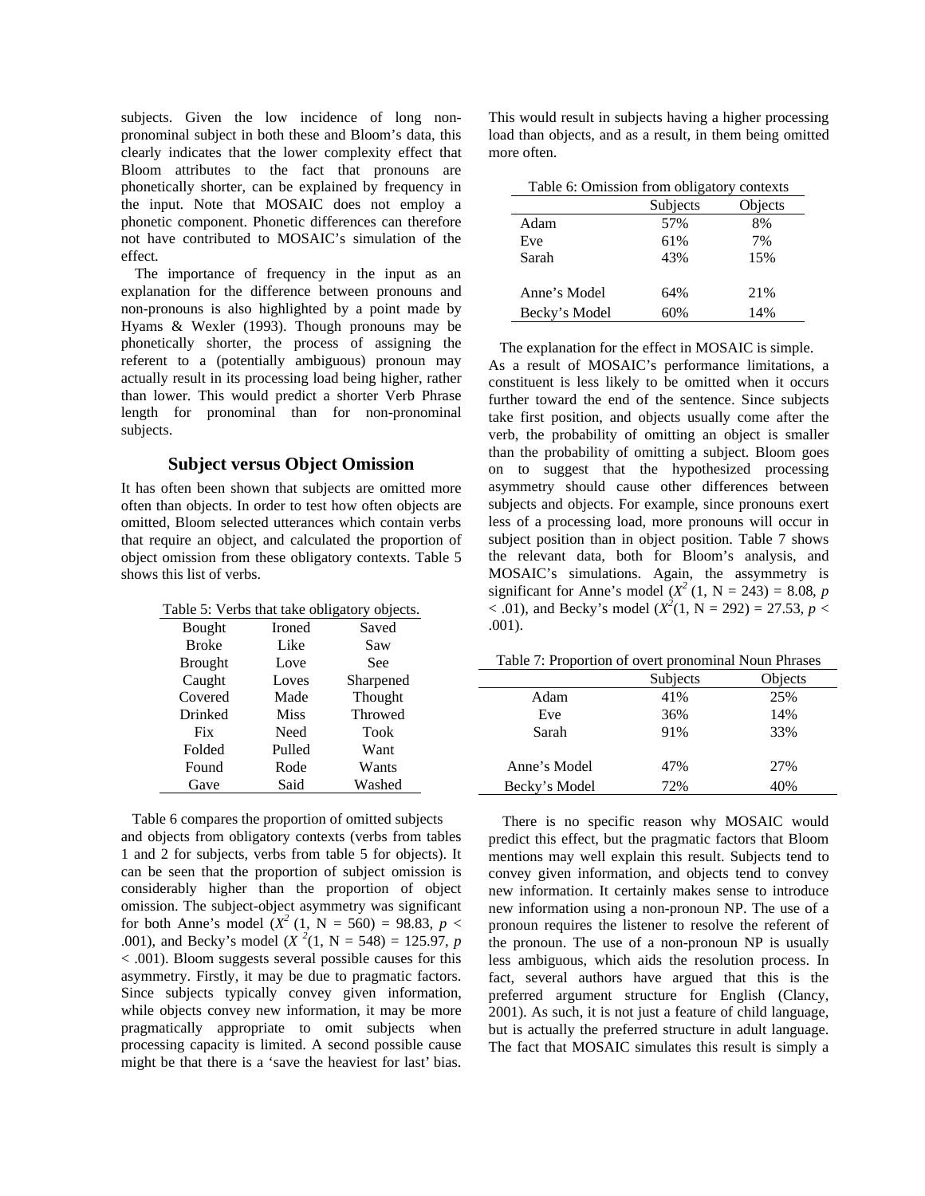subjects. Given the low incidence of long non-pronominal subject in both these and Bloom's data, this clearly indicates that the lower complexity effect that Bloom attributes to the fact that pronouns are phonetically shorter, can be explained by frequency in the input. Note that MOSAIC does not employ a phonetic component. Phonetic differences can therefore not have contributed to MOSAIC's simulation of the effect.

The importance of frequency in the input as an explanation for the difference between pronouns and non-pronouns is also highlighted by a point made by Hyams & Wexler (1993). Though pronouns may be phonetically shorter, the process of assigning the referent to a (potentially ambiguous) pronoun may actually result in its processing load being higher, rather than lower. This would predict a shorter Verb Phrase length for pronominal than for non-pronominal subjects.

## Subject versus Object Omission

It has often been shown that subjects are omitted more often than objects. In order to test how often objects are omitted, Bloom selected utterances which contain verbs that require an object, and calculated the proportion of object omission from these obligatory contexts. Table 5 shows this list of verbs.

Table 5: Verbs that take obligatory objects.

| | | |
|---|---|---|
| Bought | Ironed | Saved |
| Broke | Like | Saw |
| Brought | Love | See |
| Caught | Loves | Sharpened |
| Covered | Made | Thought |
| Drinked | Miss | Throwed |
| Fix | Need | Took |
| Folded | Pulled | Want |
| Found | Rode | Wants |
| Gave | Said | Washed |

Table 6 compares the proportion of omitted subjects and objects from obligatory contexts (verbs from tables 1 and 2 for subjects, verbs from table 5 for objects). It can be seen that the proportion of subject omission is considerably higher than the proportion of object omission. The subject-object asymmetry was significant for both Anne's model ($X^2$ (1, N = 560) = 98.83, $p$ < .001), and Becky's model ($X^2$(1, N = 548) = 125.97, $p$ < .001). Bloom suggests several possible causes for this asymmetry. Firstly, it may be due to pragmatic factors. Since subjects typically convey given information, while objects convey new information, it may be more pragmatically appropriate to omit subjects when processing capacity is limited. A second possible cause might be that there is a 'save the heaviest for last' bias. This would result in subjects having a higher processing load than objects, and as a result, in them being omitted more often.

Table 6: Omission from obligatory contexts

| | Subjects | Objects |
|---|---|---|
| Adam | 57% | 8% |
| Eve | 61% | 7% |
| Sarah | 43% | 15% |
| | | |
| Anne's Model | 64% | 21% |
| Becky's Model | 60% | 14% |

The explanation for the effect in MOSAIC is simple. As a result of MOSAIC's performance limitations, a constituent is less likely to be omitted when it occurs further toward the end of the sentence. Since subjects take first position, and objects usually come after the verb, the probability of omitting an object is smaller than the probability of omitting a subject. Bloom goes on to suggest that the hypothesized processing asymmetry should cause other differences between subjects and objects. For example, since pronouns exert less of a processing load, more pronouns will occur in subject position than in object position. Table 7 shows the relevant data, both for Bloom's analysis, and MOSAIC's simulations. Again, the assymmetry is significant for Anne's model ($X^2$ (1, N = 243) = 8.08, $p$ < .01), and Becky's model ($X^2$(1, N = 292) = 27.53, $p$ < .001).

Table 7: Proportion of overt pronominal Noun Phrases

| | Subjects | Objects |
|---|---|---|
| Adam | 41% | 25% |
| Eve | 36% | 14% |
| Sarah | 91% | 33% |
| | | |
| Anne's Model | 47% | 27% |
| Becky's Model | 72% | 40% |

There is no specific reason why MOSAIC would predict this effect, but the pragmatic factors that Bloom mentions may well explain this result. Subjects tend to convey given information, and objects tend to convey new information. It certainly makes sense to introduce new information using a non-pronoun NP. The use of a pronoun requires the listener to resolve the referent of the pronoun. The use of a non-pronoun NP is usually less ambiguous, which aids the resolution process. In fact, several authors have argued that this is the preferred argument structure for English (Clancy, 2001). As such, it is not just a feature of child language, but is actually the preferred structure in adult language. The fact that MOSAIC simulates this result is simply a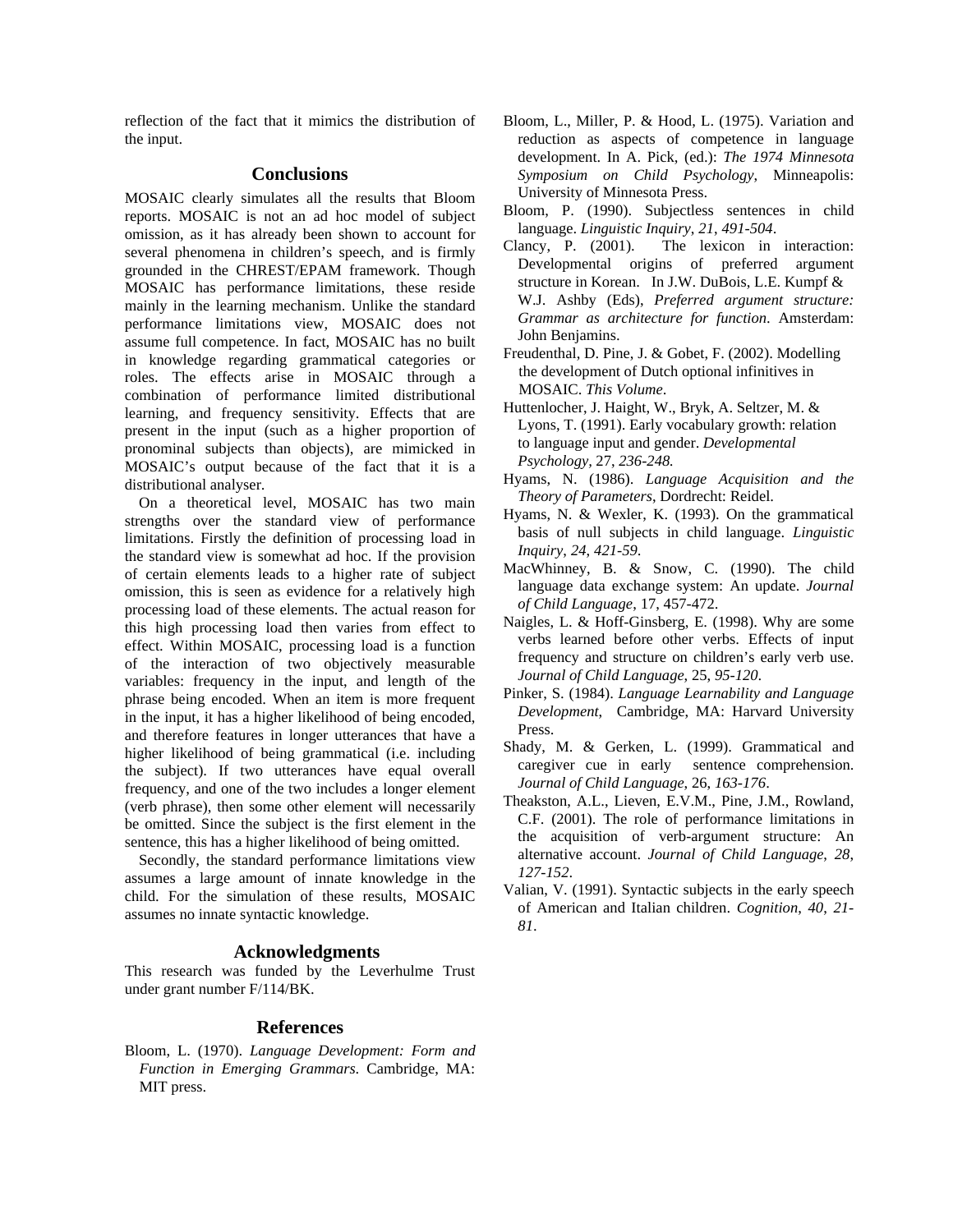reflection of the fact that it mimics the distribution of the input.

## Conclusions

MOSAIC clearly simulates all the results that Bloom reports. MOSAIC is not an ad hoc model of subject omission, as it has already been shown to account for several phenomena in children's speech, and is firmly grounded in the CHREST/EPAM framework. Though MOSAIC has performance limitations, these reside mainly in the learning mechanism. Unlike the standard performance limitations view, MOSAIC does not assume full competence. In fact, MOSAIC has no built in knowledge regarding grammatical categories or roles. The effects arise in MOSAIC through a combination of performance limited distributional learning, and frequency sensitivity. Effects that are present in the input (such as a higher proportion of pronominal subjects than objects), are mimicked in MOSAIC's output because of the fact that it is a distributional analyser.

On a theoretical level, MOSAIC has two main strengths over the standard view of performance limitations. Firstly the definition of processing load in the standard view is somewhat ad hoc. If the provision of certain elements leads to a higher rate of subject omission, this is seen as evidence for a relatively high processing load of these elements. The actual reason for this high processing load then varies from effect to effect. Within MOSAIC, processing load is a function of the interaction of two objectively measurable variables: frequency in the input, and length of the phrase being encoded. When an item is more frequent in the input, it has a higher likelihood of being encoded, and therefore features in longer utterances that have a higher likelihood of being grammatical (i.e. including the subject). If two utterances have equal overall frequency, and one of the two includes a longer element (verb phrase), then some other element will necessarily be omitted. Since the subject is the first element in the sentence, this has a higher likelihood of being omitted.

Secondly, the standard performance limitations view assumes a large amount of innate knowledge in the child. For the simulation of these results, MOSAIC assumes no innate syntactic knowledge.

## Acknowledgments

This research was funded by the Leverhulme Trust under grant number F/114/BK.

## References

Bloom, L. (1970). *Language Development: Form and Function in Emerging Grammars*. Cambridge, MA: MIT press.

Bloom, L., Miller, P. & Hood, L. (1975). Variation and reduction as aspects of competence in language development. In A. Pick, (ed.): *The 1974 Minnesota Symposium on Child Psychology*, Minneapolis: University of Minnesota Press.

Bloom, P. (1990). Subjectless sentences in child language. *Linguistic Inquiry*, *21*, *491-504*.

Clancy, P. (2001). The lexicon in interaction: Developmental origins of preferred argument structure in Korean. In J.W. DuBois, L.E. Kumpf & W.J. Ashby (Eds), *Preferred argument structure: Grammar as architecture for function*. Amsterdam: John Benjamins.

Freudenthal, D. Pine, J. & Gobet, F. (2002). Modelling the development of Dutch optional infinitives in MOSAIC. *This Volume*.

Huttenlocher, J. Haight, W., Bryk, A. Seltzer, M. & Lyons, T. (1991). Early vocabulary growth: relation to language input and gender. *Developmental Psychology*, 27, *236-248.*

Hyams, N. (1986). *Language Acquisition and the Theory of Parameters*, Dordrecht: Reidel.

Hyams, N. & Wexler, K. (1993). On the grammatical basis of null subjects in child language. *Linguistic Inquiry*, *24*, *421-59*.

MacWhinney, B. & Snow, C. (1990). The child language data exchange system: An update. *Journal of Child Language*, 17, 457-472.

Naigles, L. & Hoff-Ginsberg, E. (1998). Why are some verbs learned before other verbs. Effects of input frequency and structure on children's early verb use. *Journal of Child Language*, 25, *95-120*.

Pinker, S. (1984). *Language Learnability and Language Development*, Cambridge, MA: Harvard University Press.

Shady, M. & Gerken, L. (1999). Grammatical and caregiver cue in early sentence comprehension. *Journal of Child Language*, 26, *163-176*.

Theakston, A.L., Lieven, E.V.M., Pine, J.M., Rowland, C.F. (2001). The role of performance limitations in the acquisition of verb-argument structure: An alternative account. *Journal of Child Language*, *28*, *127-152*.

Valian, V. (1991). Syntactic subjects in the early speech of American and Italian children. *Cognition*, *40*, *21-81*.